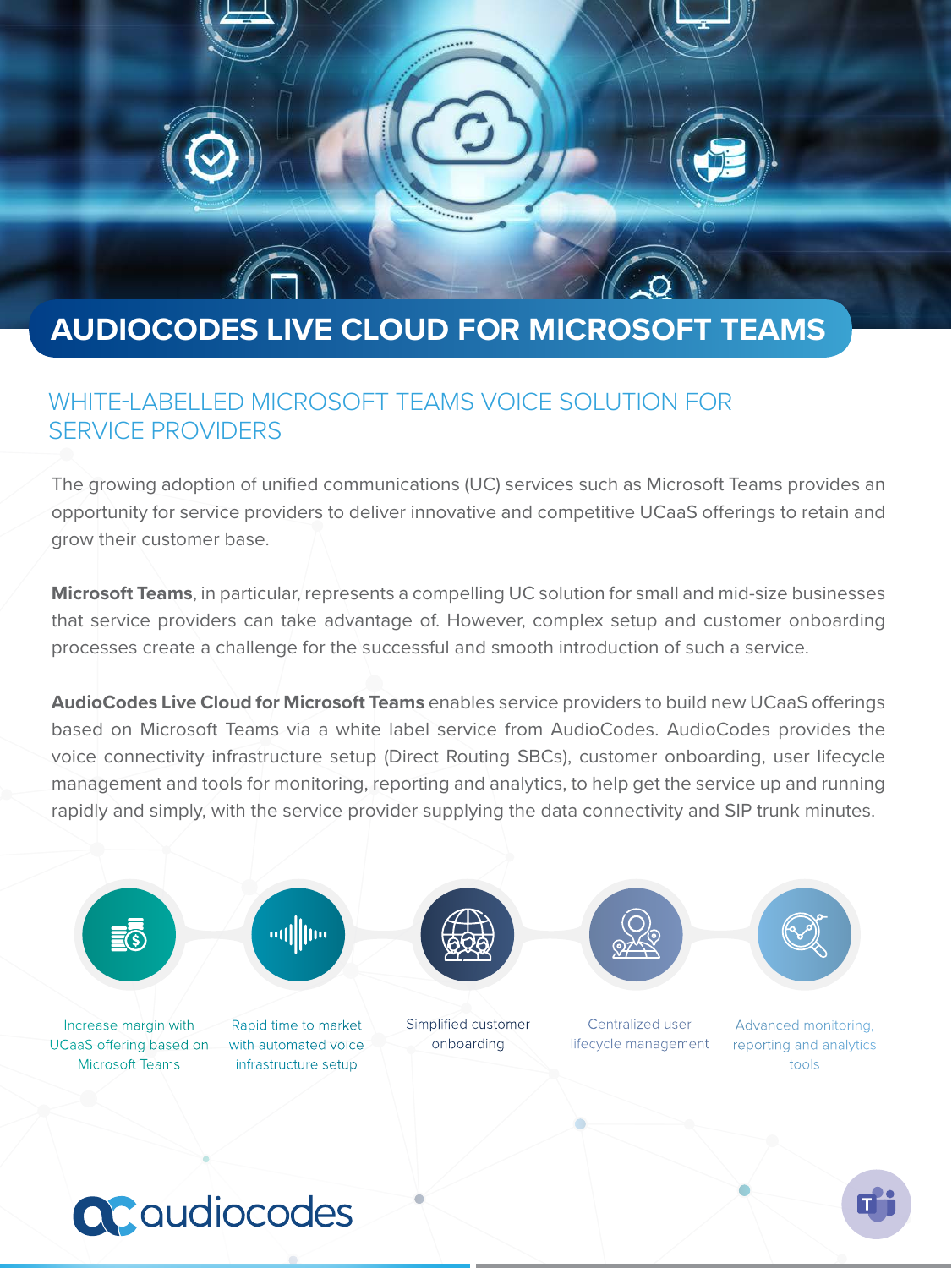# AUDIOCODES LIVE CLOUD FOR MICROSOFT TEAMS

## WHITE-LABELLED MICROSOFT TEAMS VOICE SOLUTION FOR SERVICE PROVIDERS

The growing adoption of unified communications (UC) services such as Microsoft Teams provides an opportunity for service providers to deliver innovative and competitive UCaaS offerings to retain and grow their customer base.

**Microsoft Teams**, in particular, represents a compelling UC solution for small and mid-size businesses that service providers can take advantage of. However, complex setup and customer onboarding processes create a challenge for the successful and smooth introduction of such a service.

**AudioCodes Live Cloud for Microsoft Teams** enables service providers to build new UCaaS offerings based on Microsoft Teams via a white label service from AudioCodes. AudioCodes provides the voice connectivity infrastructure setup (Direct Routing SBCs), customer onboarding, user lifecycle management and tools for monitoring, reporting and analytics, to help get the service up and running rapidly and simply, with the service provider supplying the data connectivity and SIP trunk minutes.

- Increase margin with UCaaS offering based on Microsoft Teams
- Rapid time to market with automated voice infrastructure setup
- Simplified customer onboarding
- Centralized user lifecycle management
- Advanced monitoring, reporting and analytics tools

audiocodes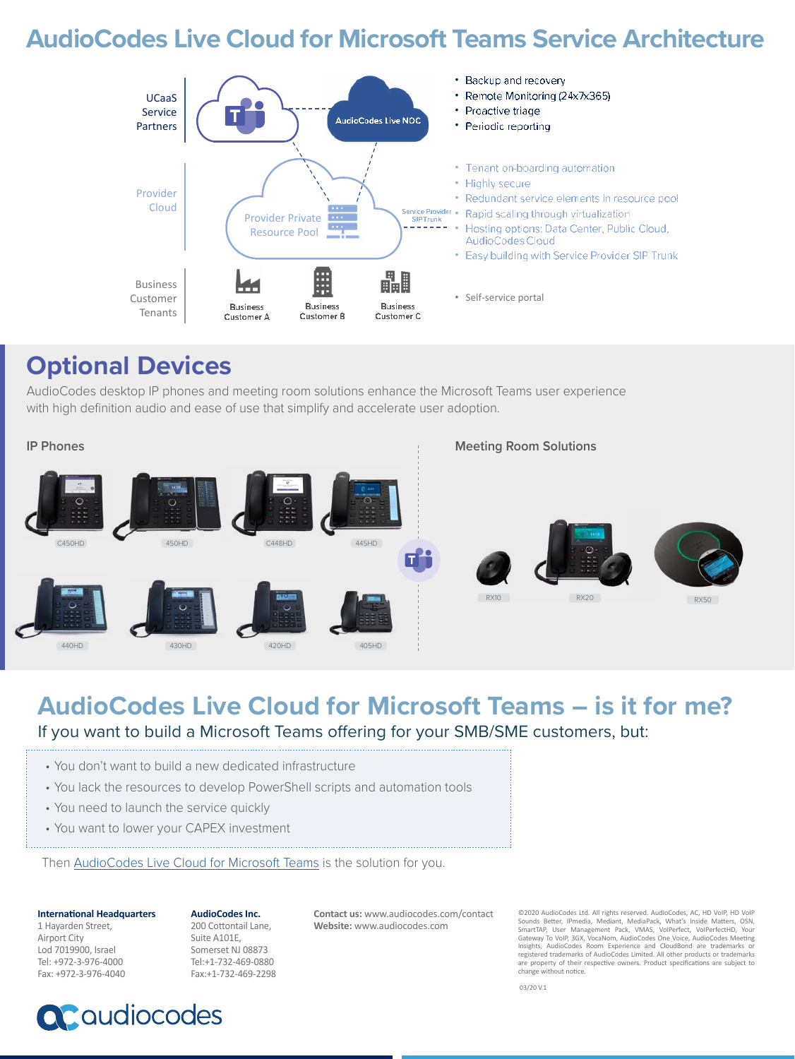# AudioCodes Live Cloud for Microsoft Teams Service Architecture

UCaaS Service Partners

AudioCodes Live NOC

- Backup and recovery
- Remote Monitoring (24x7x365)
- Proactive triage
- Periodic reporting

Provider Cloud

Provider Private Resource Pool

Service Provider SIP Trunk

- Tenant on-boarding automation
- Highly secure
- Redundant service elements in resource pool
- Rapid scaling through virtualization
- Hosting options: Data Center, Public Cloud, AudioCodes Cloud
- Easy building with Service Provider SIP Trunk

Business Customer Tenants

Business Customer A

Business Customer B

Business Customer C

- Self-service portal

## Optional Devices

AudioCodes desktop IP phones and meeting room solutions enhance the Microsoft Teams user experience with high definition audio and ease of use that simplify and accelerate user adoption.

### IP Phones

C450HD

450HD

C448HD

445HD

440HD

430HD

420HD

405HD

### Meeting Room Solutions

RX10

RX20

RX50

## AudioCodes Live Cloud for Microsoft Teams – is it for me?

If you want to build a Microsoft Teams offering for your SMB/SME customers, but:

- You don't want to build a new dedicated infrastructure
- You lack the resources to develop PowerShell scripts and automation tools
- You need to launch the service quickly
- You want to lower your CAPEX investment

Then AudioCodes Live Cloud for Microsoft Teams is the solution for you.

**International Headquarters**
1 Hayarden Street,
Airport City
Lod 7019900, Israel
Tel: +972-3-976-4000
Fax: +972-3-976-4040

**AudioCodes Inc.**
200 Cottontail Lane,
Suite A101E,
Somerset NJ 08873
Tel:+1-732-469-0880
Fax:+1-732-469-2298

**Contact us:** www.audiocodes.com/contact
**Website:** www.audiocodes.com

©2020 AudioCodes Ltd. All rights reserved. AudioCodes, AC, HD VoIP, HD VoIP Sounds Better, IPmedia, Mediant, MediaPack, What's Inside Matters, OSN, SmartTAP, User Management Pack, VMAS, VoIPerfect, VoIPerfectHD, Your Gateway To VoIP, 3GX, VocaNom, AudioCodes One Voice, AudioCodes Meeting Insights, AudioCodes Room Experience and CloudBond are trademarks or registered trademarks of AudioCodes Limited. All other products or trademarks are property of their respective owners. Product specifications are subject to change without notice.

03/20 V.1

audiocodes